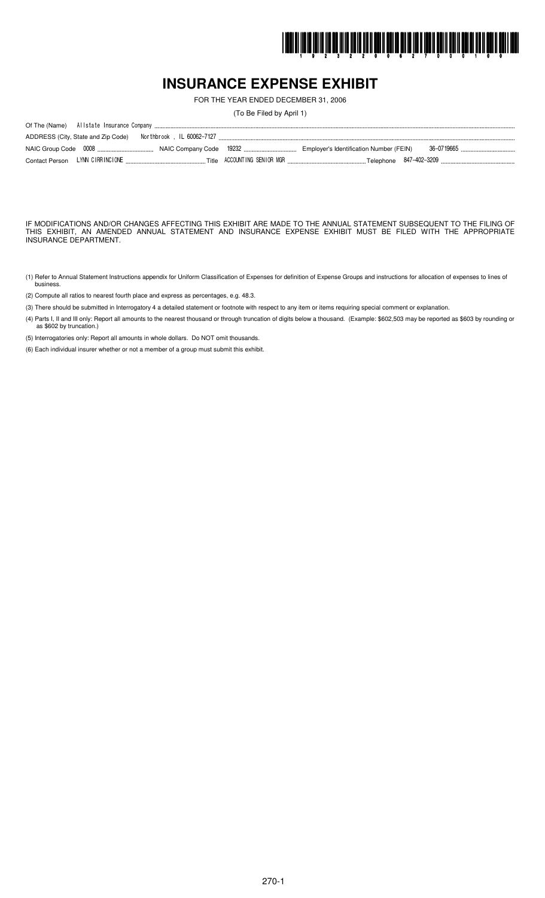# INSURANCE EXPENSE EXHIBIT

FOR THE YEAR ENDED DECEMBER 31, 2006

(To Be Filed by April 1)

Of The (Name) Allstate Insurance Company

ADDRESS (City, State and Zip Code) Northbrook , IL 60062-7127

NAIC Group Code 0008 NAIC Company Code 19232 Employer's Identification Number (FEIN) 36-0719665

Contact Person LYNN CIRRINCIONE Title ACCOUNTING SENIOR MGR Telephone 847-402-3209

IF MODIFICATIONS AND/OR CHANGES AFFECTING THIS EXHIBIT ARE MADE TO THE ANNUAL STATEMENT SUBSEQUENT TO THE FILING OF THIS EXHIBIT, AN AMENDED ANNUAL STATEMENT AND INSURANCE EXPENSE EXHIBIT MUST BE FILED WITH THE APPROPRIATE INSURANCE DEPARTMENT.

(1) Refer to Annual Statement Instructions appendix for Uniform Classification of Expenses for definition of Expense Groups and instructions for allocation of expenses to lines of business.

(2) Compute all ratios to nearest fourth place and express as percentages, e.g. 48.3.

(3) There should be submitted in Interrogatory 4 a detailed statement or footnote with respect to any item or items requiring special comment or explanation.

(4) Parts I, II and III only: Report all amounts to the nearest thousand or through truncation of digits below a thousand. (Example: $602,503 may be reported as $603 by rounding or as $602 by truncation.)

(5) Interrogatories only: Report all amounts in whole dollars. Do NOT omit thousands.

(6) Each individual insurer whether or not a member of a group must submit this exhibit.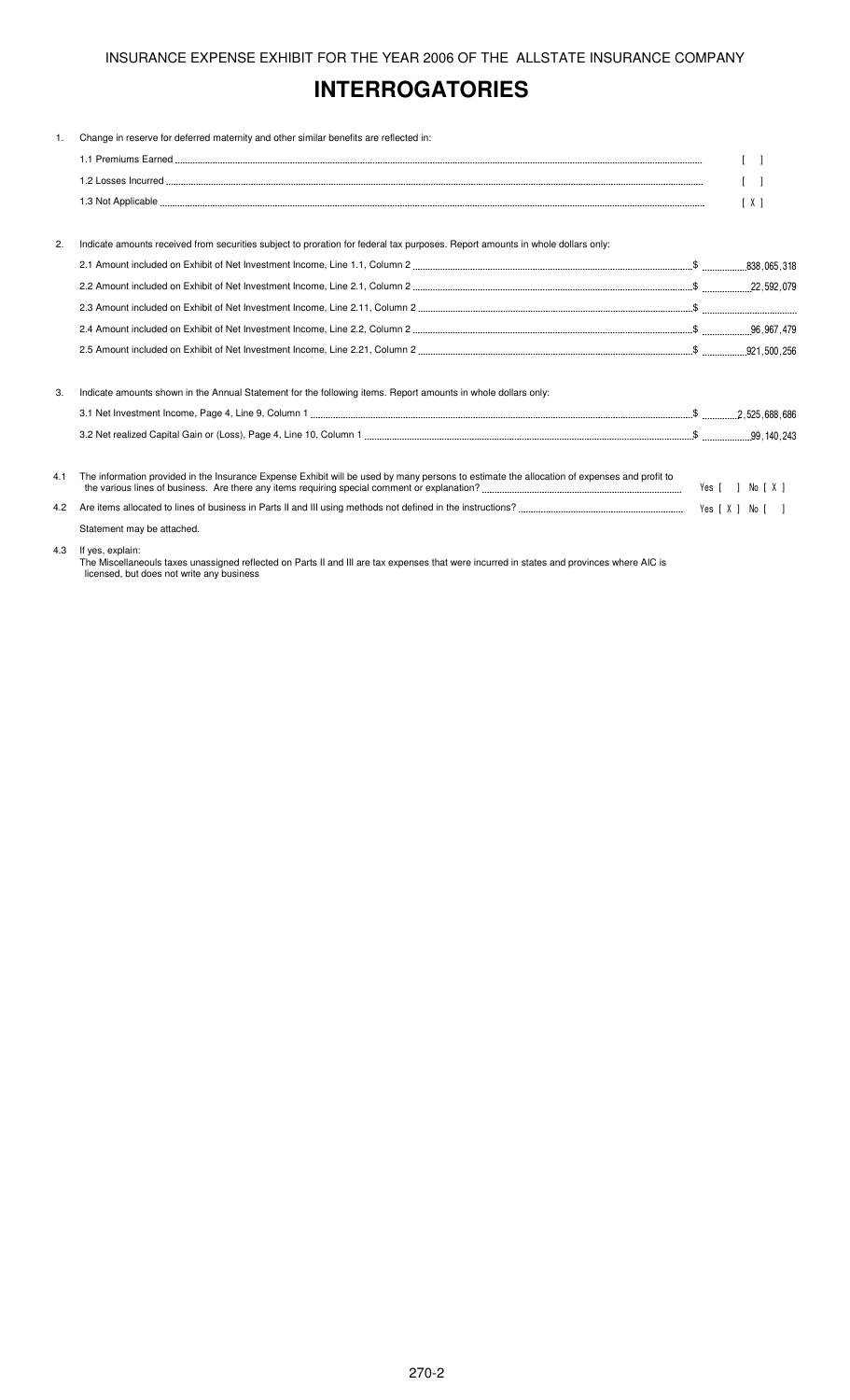INSURANCE EXPENSE EXHIBIT FOR THE YEAR 2006 OF THE ALLSTATE INSURANCE COMPANY

# INTERROGATORIES

1. Change in reserve for deferred maternity and other similar benefits are reflected in:

   1.1 Premiums Earned .......... [ ]

   1.2 Losses Incurred .......... [ ]

   1.3 Not Applicable .......... [ X ]

2. Indicate amounts received from securities subject to proration for federal tax purposes. Report amounts in whole dollars only:

   2.1 Amount included on Exhibit of Net Investment Income, Line 1.1, Column 2 .......... $ 838,065,318

   2.2 Amount included on Exhibit of Net Investment Income, Line 2.1, Column 2 .......... $ 22,592,079

   2.3 Amount included on Exhibit of Net Investment Income, Line 2.11, Column 2 .......... $

   2.4 Amount included on Exhibit of Net Investment Income, Line 2.2, Column 2 .......... $ 96,967,479

   2.5 Amount included on Exhibit of Net Investment Income, Line 2.21, Column 2 .......... $ 921,500,256

3. Indicate amounts shown in the Annual Statement for the following items. Report amounts in whole dollars only:

   3.1 Net Investment Income, Page 4, Line 9, Column 1 .......... $ 2,525,688,686

   3.2 Net realized Capital Gain or (Loss), Page 4, Line 10, Column 1 .......... $ 99,140,243

4.1 The information provided in the Insurance Expense Exhibit will be used by many persons to estimate the allocation of expenses and profit to the various lines of business. Are there any items requiring special comment or explanation? .......... Yes [ ] No [ X ]

4.2 Are items allocated to lines of business in Parts II and III using methods not defined in the instructions? .......... Yes [ X ] No [ ]

Statement may be attached.

4.3 If yes, explain:
The Miscellaneouls taxes unassigned reflected on Parts II and III are tax expenses that were incurred in states and provinces where AIC is licensed, but does not write any business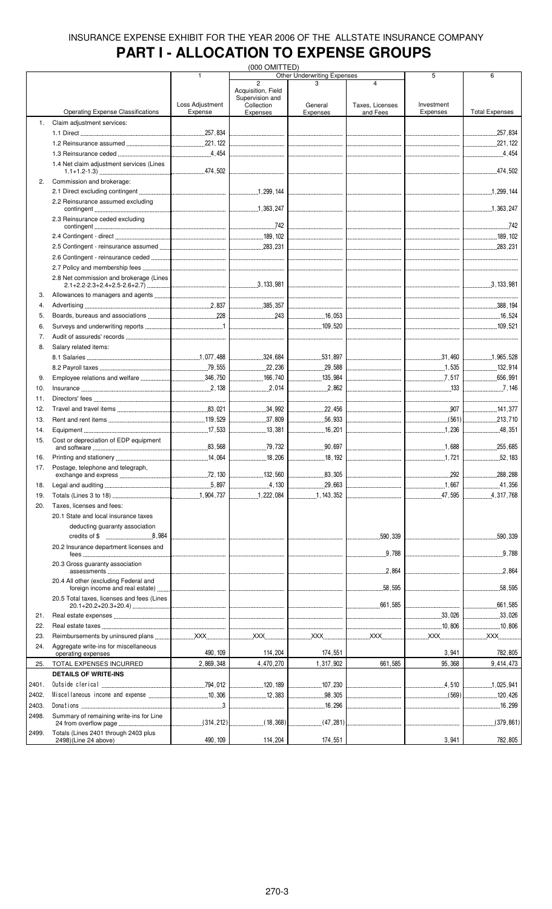INSURANCE EXPENSE EXHIBIT FOR THE YEAR 2006 OF THE ALLSTATE INSURANCE COMPANY

# PART I - ALLOCATION TO EXPENSE GROUPS

(000 OMITTED)

| | Operating Expense Classifications | 1 Loss Adjustment Expense | Other Underwriting Expenses 2 Acquisition, Field Supervision and Collection Expenses | 3 General Expenses | 4 Taxes, Licenses and Fees | 5 Investment Expenses | 6 Total Expenses |
|---|---|---|---|---|---|---|---|
| 1. | Claim adjustment services: | | | | | | |
| | 1.1 Direct | 257,834 | | | | | 257,834 |
| | 1.2 Reinsurance assumed | 221,122 | | | | | 221,122 |
| | 1.3 Reinsurance ceded | 4,454 | | | | | 4,454 |
| | 1.4 Net claim adjustment services (Lines 1.1+1.2-1.3) | 474,502 | | | | | 474,502 |
| 2. | Commission and brokerage: | | | | | | |
| | 2.1 Direct excluding contingent | | 1,299,144 | | | | 1,299,144 |
| | 2.2 Reinsurance assumed excluding contingent | | 1,363,247 | | | | 1,363,247 |
| | 2.3 Reinsurance ceded excluding contingent | | 742 | | | | 742 |
| | 2.4 Contingent - direct | | 189,102 | | | | 189,102 |
| | 2.5 Contingent - reinsurance assumed | | 283,231 | | | | 283,231 |
| | 2.6 Contingent - reinsurance ceded | | | | | | |
| | 2.7 Policy and membership fees | | | | | | |
| | 2.8 Net commission and brokerage (Lines 2.1+2.2-2.3+2.4+2.5-2.6+2.7) | | 3,133,981 | | | | 3,133,981 |
| 3. | Allowances to managers and agents | | | | | | |
| 4. | Advertising | 2,837 | 385,357 | | | | 388,194 |
| 5. | Boards, bureaus and associations | 228 | 243 | 16,053 | | | 16,524 |
| 6. | Surveys and underwriting reports | 1 | | 109,520 | | | 109,521 |
| 7. | Audit of assureds' records | | | | | | |
| 8. | Salary related items: | | | | | | |
| | 8.1 Salaries | 1,077,488 | 324,684 | 531,897 | | 31,460 | 1,965,528 |
| | 8.2 Payroll taxes | 79,555 | 22,236 | 29,588 | | 1,535 | 132,914 |
| 9. | Employee relations and welfare | 346,750 | 166,740 | 135,984 | | 7,517 | 656,991 |
| 10. | Insurance | 2,138 | 2,014 | 2,862 | | 133 | 7,146 |
| 11. | Directors' fees | | | | | | |
| 12. | Travel and travel items | 83,021 | 34,992 | 22,456 | | 907 | 141,377 |
| 13. | Rent and rent items | 119,529 | 37,809 | 56,933 | | (561) | 213,710 |
| 14. | Equipment | 17,533 | 13,381 | 16,201 | | 1,236 | 48,351 |
| 15. | Cost or depreciation of EDP equipment and software | 83,568 | 79,732 | 90,697 | | 1,688 | 255,685 |
| 16. | Printing and stationery | 14,064 | 18,206 | 18,192 | | 1,721 | 52,183 |
| 17. | Postage, telephone and telegraph, exchange and express | 72,130 | 132,560 | 83,305 | | 292 | 288,288 |
| 18. | Legal and auditing | 5,897 | 4,130 | 29,663 | | 1,667 | 41,356 |
| 19. | Totals (Lines 3 to 18) | 1,904,737 | 1,222,084 | 1,143,352 | | 47,595 | 4,317,768 |
| 20. | Taxes, licenses and fees: | | | | | | |
| | 20.1 State and local insurance taxes deducting guaranty association credits of $ 8,984 | | | | 590,339 | | 590,339 |
| | 20.2 Insurance department licenses and fees | | | | 9,788 | | 9,788 |
| | 20.3 Gross guaranty association assessments | | | | 2,864 | | 2,864 |
| | 20.4 All other (excluding Federal and foreign income and real estate) | | | | 58,595 | | 58,595 |
| | 20.5 Total taxes, licenses and fees (Lines 20.1+20.2+20.3+20.4) | | | | 661,585 | | 661,585 |
| 21. | Real estate expenses | | | | | 33,026 | 33,026 |
| 22. | Real estate taxes | | | | | 10,806 | 10,806 |
| 23. | Reimbursements by uninsured plans | XXX | XXX | XXX | XXX | XXX | XXX |
| 24. | Aggregate write-ins for miscellaneous operating expenses | 490,109 | 114,204 | 174,551 | | 3,941 | 782,805 |
| 25. | TOTAL EXPENSES INCURRED | 2,869,348 | 4,470,270 | 1,317,902 | 661,585 | 95,368 | 9,414,473 |
| | **DETAILS OF WRITE-INS** | | | | | | |
| 2401. | Outside clerical | 794,012 | 120,189 | 107,230 | | 4,510 | 1,025,941 |
| 2402. | Miscellaneous income and expense | 10,306 | 12,383 | 98,305 | | (569) | 120,426 |
| 2403. | Donations | 3 | | 16,296 | | | 16,299 |
| 2498. | Summary of remaining write-ins for Line 24 from overflow page | (314,212) | (18,368) | (47,281) | | | (379,861) |
| 2499. | Totals (Line 2401 through 2403 plus 2498)(Line 24 above) | 490,109 | 114,204 | 174,551 | | 3,941 | 782,805 |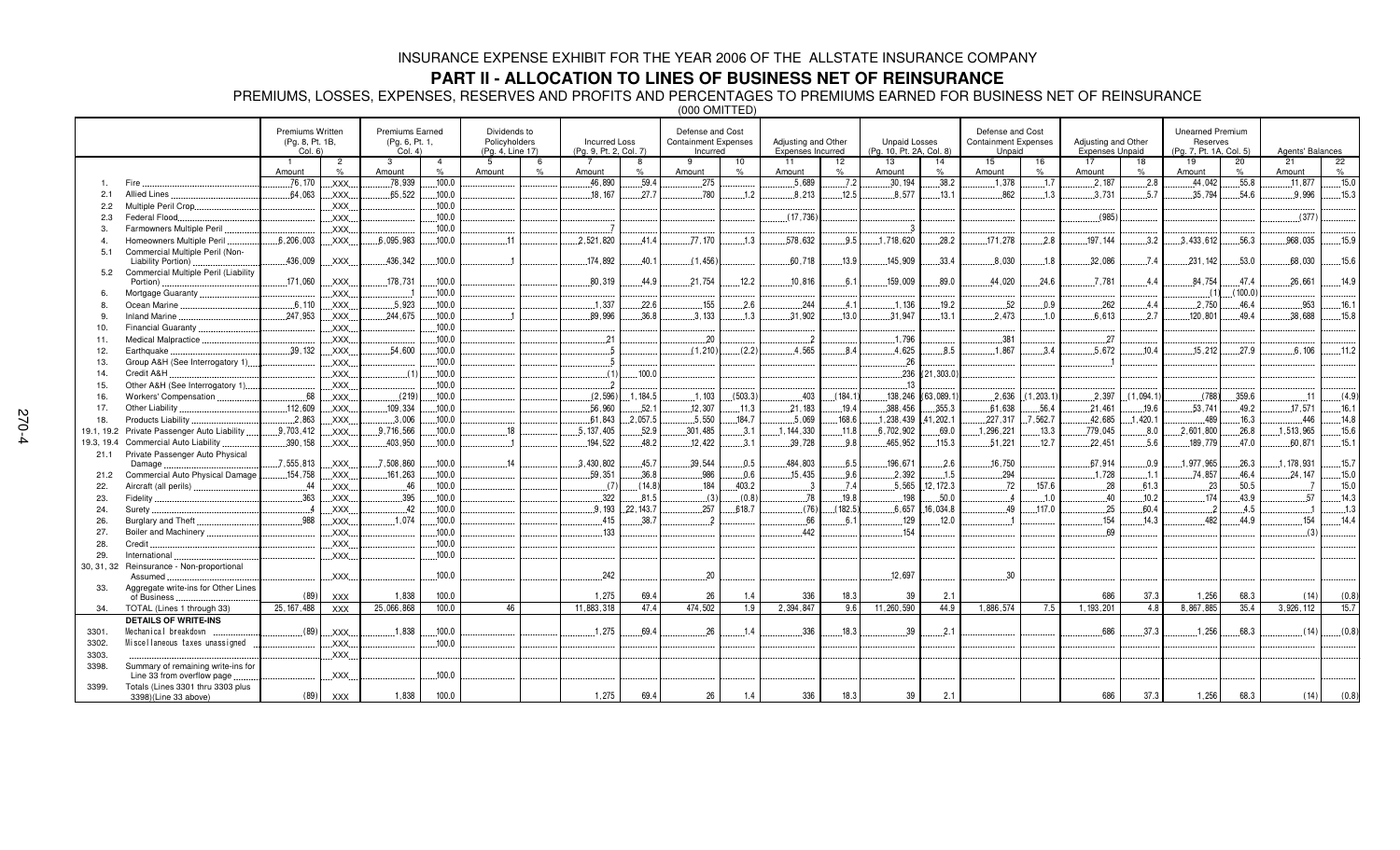# INSURANCE EXPENSE EXHIBIT FOR THE YEAR 2006 OF THE ALLSTATE INSURANCE COMPANY

## PART II - ALLOCATION TO LINES OF BUSINESS NET OF REINSURANCE

PREMIUMS, LOSSES, EXPENSES, RESERVES AND PROFITS AND PERCENTAGES TO PREMIUMS EARNED FOR BUSINESS NET OF REINSURANCE

(000 OMITTED)

| | | Premiums Written (Pg. 8, Pt. 1B, Col. 6) | | Premiums Earned (Pg. 6, Pt. 1, Col. 4) | | Dividends to Policyholders (Pg. 4, Line 17) | | Incurred Loss (Pg. 9, Pt. 2, Col. 7) | | Defense and Cost Containment Expenses Incurred | | Adjusting and Other Expenses Incurred | | Unpaid Losses (Pg. 10, Pt. 2A, Col. 8) | | Defense and Cost Containment Expenses Unpaid | | Adjusting and Other Expenses Unpaid | | Unearned Premium Reserves (Pg. 7, Pt. 1A, Col. 5) | | Agents' Balances | |
|---|---|---|---|---|---|---|---|---|---|---|---|---|---|---|---|---|---|---|---|---|---|---|---|
| | | 1 Amount | 2 % | 3 Amount | 4 % | 5 Amount | 6 % | 7 Amount | 8 % | 9 Amount | 10 % | 11 Amount | 12 % | 13 Amount | 14 % | 15 Amount | 16 % | 17 Amount | 18 % | 19 Amount | 20 % | 21 Amount | 22 % |
| 1. | Fire | 76,170 | XXX | 78,939 | 100.0 | | | 46,890 | 59.4 | 275 | | 5,689 | 7.2 | 30,194 | 38.2 | 1,378 | 1.7 | 2,187 | 2.8 | 44,042 | 55.8 | 11,877 | 15.0 |
| 2.1 | Allied Lines | 64,063 | XXX | 65,522 | 100.0 | | | 18,167 | 27.7 | 780 | 1.2 | 8,213 | 12.5 | 8,577 | 13.1 | 862 | 1.3 | 3,731 | 5.7 | 35,794 | 54.6 | 9,996 | 15.3 |
| 2.2 | Multiple Peril Crop | | XXX | | 100.0 | | | | | | | | | | | | | | | | | | |
| 2.3 | Federal Flood | | XXX | | 100.0 | | | | | | | (17,736) | | | | | | (985) | | | | (377) | |
| 3. | Farmowners Multiple Peril | | XXX | | 100.0 | | | 7 | | | | | | 3 | | | | | | | | | |
| 4. | Homeowners Multiple Peril | 6,206,003 | XXX | 6,095,983 | 100.0 | 11 | | 2,521,820 | 41.4 | 77,170 | 1.3 | 578,632 | 9.5 | 1,718,620 | 28.2 | 171,278 | 2.8 | 197,144 | 3.2 | 3,433,612 | 56.3 | 968,035 | 15.9 |
| 5.1 | Commercial Multiple Peril (Non-Liability Portion) | 436,009 | XXX | 436,342 | 100.0 | 1 | | 174,892 | 40.1 | (1,456) | | 60,718 | 13.9 | 145,909 | 33.4 | 8,030 | 1.8 | 32,086 | 7.4 | 231,142 | 53.0 | 68,030 | 15.6 |
| 5.2 | Commercial Multiple Peril (Liability Portion) | 171,060 | XXX | 178,731 | 100.0 | | | 80,319 | 44.9 | 21,754 | 12.2 | 10,816 | 6.1 | 159,009 | 89.0 | 44,020 | 24.6 | 7,781 | 4.4 | 84,754 | 47.4 | 26,661 | 14.9 |
| 6. | Mortgage Guaranty | | XXX | 1 | 100.0 | | | | | | | | | | | | | | | (1) | (100.0) | | |
| 8. | Ocean Marine | 6,110 | XXX | 5,923 | 100.0 | | | 1,337 | 22.6 | 155 | 2.6 | 244 | 4.1 | 1,136 | 19.2 | 52 | 0.9 | 262 | 4.4 | 2,750 | 46.4 | 953 | 16.1 |
| 9. | Inland Marine | 247,953 | XXX | 244,675 | 100.0 | 1 | | 89,996 | 36.8 | 3,133 | 1.3 | 31,902 | 13.0 | 31,947 | 13.1 | 2,473 | 1.0 | 6,613 | 2.7 | 120,801 | 49.4 | 38,688 | 15.8 |
| 10. | Financial Guaranty | | XXX | | 100.0 | | | | | | | | | | | | | | | | | | |
| 11. | Medical Malpractice | | XXX | | 100.0 | | | 21 | | 20 | | 2 | | 1,796 | | 381 | | 27 | | | | | |
| 12. | Earthquake | 39,132 | XXX | 54,600 | 100.0 | | | 5 | | (1,210) | (2.2) | 4,565 | 8.4 | 4,625 | 8.5 | 1,867 | 3.4 | 5,672 | 10.4 | 15,212 | 27.9 | 6,106 | 11.2 |
| 13. | Group A&H (See Interrogatory 1) | | XXX | | 100.0 | | | 5 | | | | | | 26 | | | | 1 | | | | | |
| 14. | Credit A&H | | XXX | (1) | 100.0 | | | (1) | 100.0 | | | | | 236 | (21,303.0) | | | | | | | | |
| 15. | Other A&H (See Interrogatory 1) | | XXX | | 100.0 | | | 2 | | | | | | 13 | | | | | | | | | |
| 16. | Workers' Compensation | 68 | XXX | (219) | 100.0 | | | (2,596) | 1,184.5 | 1,103 | (503.3) | 403 | (184.1) | 138,246 | (63,089.1) | 2,636 | (1,203.1) | 2,397 | (1,094.1) | (788) | 359.6 | 11 | (4.9) |
| 17. | Other Liability | 112,609 | XXX | 109,334 | 100.0 | | | 56,960 | 52.1 | 12,307 | 11.3 | 21,183 | 19.4 | 388,456 | 355.3 | 61,638 | 56.4 | 21,461 | 19.6 | 53,741 | 49.2 | 17,571 | 16.1 |
| 18. | Products Liability | 2,863 | XXX | 3,006 | 100.0 | | | 61,843 | 2,057.5 | 5,550 | 184.7 | 5,069 | 168.6 | 1,238,439 | 41,202.1 | 227,317 | 7,562.7 | 42,685 | 1,420.1 | 489 | 16.3 | 446 | 14.8 |
| 19.1, 19.2 | Private Passenger Auto Liability | 9,703,412 | XXX | 9,716,566 | 100.0 | 18 | | 5,137,405 | 52.9 | 301,485 | 3.1 | 1,144,330 | 11.8 | 6,702,902 | 69.0 | 1,296,221 | 13.3 | 779,045 | 8.0 | 2,601,800 | 26.8 | 1,513,965 | 15.6 |
| 19.3, 19.4 | Commercial Auto Liability | 390,158 | XXX | 403,950 | 100.0 | 1 | | 194,522 | 48.2 | 12,422 | 3.1 | 39,728 | 9.8 | 465,952 | 115.3 | 51,221 | 12.7 | 22,451 | 5.6 | 189,779 | 47.0 | 60,671 | 15.1 |
| 21.1 | Private Passenger Auto Physical Damage | 7,555,813 | XXX | 7,508,860 | 100.0 | 14 | | 3,430,802 | 45.7 | 39,544 | 0.5 | 484,803 | 6.5 | 196,671 | 2.6 | 16,750 | | 67,914 | 0.9 | 1,977,965 | 26.3 | 1,178,931 | 15.7 |
| 21.2 | Commercial Auto Physical Damage | 154,758 | XXX | 161,263 | 100.0 | | | 59,351 | 36.8 | 986 | 0.6 | 15,435 | 9.6 | 2,392 | 1.5 | 294 | | 1,728 | 1.1 | 74,857 | 46.4 | 24,147 | 15.0 |
| 22. | Aircraft (all perils) | 44 | XXX | 46 | 100.0 | | | (7) | (14.8) | 184 | 403.2 | 3 | 7.4 | 5,565 | 12,172.3 | 72 | 157.6 | 28 | 61.3 | 23 | 50.5 | 7 | 15.0 |
| 23. | Fidelity | 363 | XXX | 395 | 100.0 | | | 322 | 81.5 | (3) | (0.8) | 78 | 19.8 | 198 | 50.0 | 4 | 1.0 | 40 | 10.2 | 174 | 43.9 | 57 | 14.3 |
| 24. | Surety | 4 | XXX | 42 | 100.0 | | | 9,193 | 22,143.7 | 257 | 618.7 | (76) | (182.5) | 6,657 | 16,034.8 | 49 | 117.0 | 25 | 60.4 | 2 | 4.5 | 1 | 1.3 |
| 26. | Burglary and Theft | 988 | XXX | 1,074 | 100.0 | | | 415 | 38.7 | 2 | | 66 | 6.1 | 129 | 12.0 | 1 | | 154 | 14.3 | 482 | 44.9 | 154 | 14.4 |
| 27. | Boiler and Machinery | | XXX | | 100.0 | | | 133 | | | | 442 | | 154 | | | | 69 | | | | (3) | |
| 28. | Credit | | XXX | | 100.0 | | | | | | | | | | | | | | | | | | |
| 29. | International | | XXX | | 100.0 | | | | | | | | | | | | | | | | | | |
| 30, 31, 32 | Reinsurance - Non-proportional Assumed | | XXX | | 100.0 | | | 242 | | 20 | | | | 12,697 | | 30 | | | | | | | |
| 33. | Aggregate write-ins for Other Lines of Business | (89) | XXX | 1,838 | 100.0 | | | 1,275 | 69.4 | 26 | 1.4 | 336 | 18.3 | 39 | 2.1 | | | 686 | 37.3 | 1,256 | 68.3 | (14) | (0.8) |
| 34. | TOTAL (Lines 1 through 33) | 25,167,488 | XXX | 25,066,868 | 100.0 | 46 | | 11,883,318 | 47.4 | 474,502 | 1.9 | 2,394,847 | 9.6 | 11,260,590 | 44.9 | 1,886,574 | 7.5 | 1,193,201 | 4.8 | 8,867,885 | 35.4 | 3,926,112 | 15.7 |
| | **DETAILS OF WRITE-INS** | | | | | | | | | | | | | | | | | | | | | | |
| 3301. | Mechanical breakdown | (89) | XXX | 1,838 | 100.0 | | | 1,275 | 69.4 | 26 | 1.4 | 336 | 18.3 | 39 | 2.1 | | | 686 | 37.3 | 1,256 | 68.3 | (14) | (0.8) |
| 3302. | Miscellaneous taxes unassigned | | XXX | | 100.0 | | | | | | | | | | | | | | | | | | |
| 3303. | | | XXX | | | | | | | | | | | | | | | | | | | | |
| 3398. | Summary of remaining write-ins for Line 33 from overflow page | | XXX | | 100.0 | | | | | | | | | | | | | | | | | | |
| 3399. | Totals (Lines 3301 thru 3303 plus 3398)(Line 33 above) | (89) | XXX | 1,838 | 100.0 | | | 1,275 | 69.4 | 26 | 1.4 | 336 | 18.3 | 39 | 2.1 | | | 686 | 37.3 | 1,256 | 68.3 | (14) | (0.8) |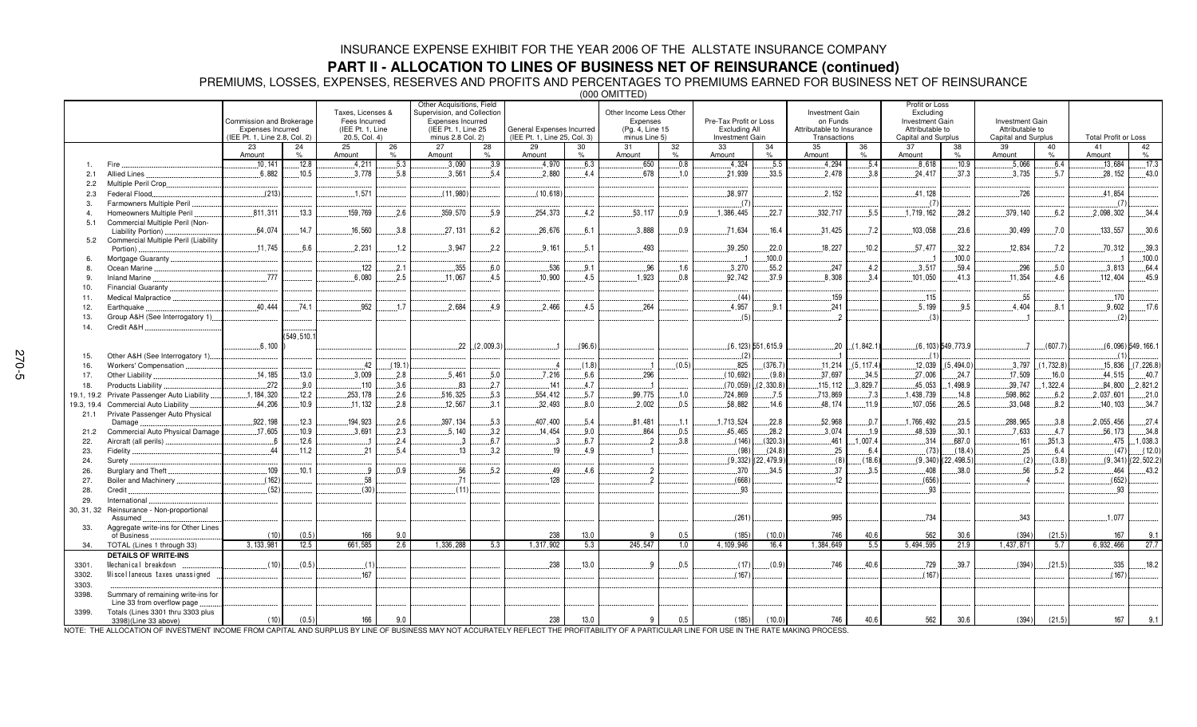# INSURANCE EXPENSE EXHIBIT FOR THE YEAR 2006 OF THE ALLSTATE INSURANCE COMPANY

## PART II - ALLOCATION TO LINES OF BUSINESS NET OF REINSURANCE (continued)

PREMIUMS, LOSSES, EXPENSES, RESERVES AND PROFITS AND PERCENTAGES TO PREMIUMS EARNED FOR BUSINESS NET OF REINSURANCE

(000 OMITTED)

| | | Commission and Brokerage Expenses Incurred (IEE Pt. 1, Line 2.8, Col. 2) | | Taxes, Licenses & Fees Incurred (IEE Pt. 1, Line 20.5, Col. 4) | | Other Acquisitions, Field Supervision, and Collection Expenses Incurred (IEE Pt. 1, Line 25 minus 2.8 Col. 2) | | General Expenses Incurred (IEE Pt. 1, Line 25, Col. 3) | | Other Income Less Other Expenses (Pg. 4, Line 15 minus Line 5) | | Pre-Tax Profit or Loss Excluding All Investment Gain | | Investment Gain on Funds Attributable to Insurance Transactions | | Profit or Loss Excluding Investment Gain Attributable to Capital and Surplus | | Investment Gain Attributable to Capital and Surplus | | Total Profit or Loss | |
|---|---|---|---|---|---|---|---|---|---|---|---|---|---|---|---|---|---|---|---|---|---|
| | | 23 Amount | 24 % | 25 Amount | 26 % | 27 Amount | 28 % | 29 Amount | 30 % | 31 Amount | 32 % | 33 Amount | 34 % | 35 Amount | 36 % | 37 Amount | 38 % | 39 Amount | 40 % | 41 Amount | 42 % |
| 1. | Fire | 10,141 | 12.8 | 4,211 | 5.3 | 3,090 | 3.9 | 4,970 | 6.3 | 650 | 0.8 | 4,324 | 5.5 | 4,294 | 5.4 | 8,618 | 10.9 | 5,066 | 6.4 | 13,684 | 17.3 |
| 2.1 | Allied Lines | 6,882 | 10.5 | 3,778 | 5.8 | 3,561 | 5.4 | 2,880 | 4.4 | 678 | 1.0 | 21,939 | 33.5 | 2,478 | 3.8 | 24,417 | 37.3 | 3,735 | 5.7 | 28,152 | 43.0 |
| 2.2 | Multiple Peril Crop | | | | | | | | | | | | | | | | | | | | |
| 2.3 | Federal Flood | (213) | | 1,571 | | (11,980) | | (10,618) | | | | 38,977 | | 2,152 | | 41,128 | | 726 | | 41,854 | |
| 3. | Farmowners Multiple Peril | | | | | | | | | | | (7) | | | | (7) | | | | (7) | |
| 4. | Homeowners Multiple Peril | 811,311 | 13.3 | 159,769 | 2.6 | 359,570 | 5.9 | 254,373 | 4.2 | 53,117 | 0.9 | 1,386,445 | 22.7 | 332,717 | 5.5 | 1,719,162 | 28.2 | 379,140 | 6.2 | 2,098,302 | 34.4 |
| 5.1 | Commercial Multiple Peril (Non-Liability Portion) | 64,074 | 14.7 | 16,560 | 3.8 | 27,131 | 6.2 | 26,676 | 6.1 | 3,888 | 0.9 | 71,634 | 16.4 | 31,425 | 7.2 | 103,058 | 23.6 | 30,499 | 7.0 | 133,557 | 30.6 |
| 5.2 | Commercial Multiple Peril (Liability Portion) | 11,745 | 6.6 | 2,231 | 1.2 | 3,947 | 2.2 | 9,161 | 5.1 | 493 | | 39,250 | 22.0 | 18,227 | 10.2 | 57,477 | 32.2 | 12,834 | 7.2 | 70,312 | 39.3 |
| 6. | Mortgage Guaranty | | | | | | | | | | | 1 | 100.0 | | | 1 | 100.0 | | | 1 | 100.0 |
| 8. | Ocean Marine | | | 122 | 2.1 | 355 | 6.0 | 536 | 9.1 | 96 | 1.6 | 3,270 | 55.2 | 247 | 4.2 | 3,517 | 59.4 | 296 | 5.0 | 3,813 | 64.4 |
| 9. | Inland Marine | 777 | | 6,080 | 2.5 | 11,067 | 4.5 | 10,900 | 4.5 | 1,923 | 0.8 | 92,742 | 37.9 | 8,308 | 3.4 | 101,050 | 41.3 | 11,354 | 4.6 | 112,404 | 45.9 |
| 10. | Financial Guaranty | | | | | | | | | | | | | | | | | | | | |
| 11. | Medical Malpractice | | | | | | | | | | | (44) | | 159 | | 115 | | 55 | | 170 | |
| 12. | Earthquake | 40,444 | 74.1 | 952 | 1.7 | 2,684 | 4.9 | 2,466 | 4.5 | 264 | | 4,957 | 9.1 | 241 | | 5,199 | 9.5 | 4,404 | 8.1 | 9,602 | 17.6 |
| 13. | Group A&H (See Interrogatory 1) | | | | | | | | | | | (5) | | 2 | | (3) | | 1 | | (2) | |
| 14. | Credit A&H | 6,100 | (549,510.1) | | | 22 | (2,009.3) | 1 | (96.6) | | | (6,123) | 551,615.9 | 20 | (1,842.1) | (6,103) | 549,773.9 | 7 | (607.7) | (6,096) | 549,166.1 |
| 15. | Other A&H (See Interrogatory 1) | | | | | | | | | | | (2) | | 1 | | (1) | | | | (1) | |
| 16. | Workers' Compensation | | | 42 | (19.1) | | | 4 | (1.8) | 1 | (0.5) | 825 | (376.7) | 11,214 | (5,117.4) | 12,039 | (5,494.0) | 3,797 | (1,732.8) | 15,836 | (7,226.8) |
| 17. | Other Liability | 14,185 | 13.0 | 3,009 | 2.8 | 5,461 | 5.0 | 7,216 | 6.6 | 296 | | (10,692) | (9.8) | 37,697 | 34.5 | 27,006 | 24.7 | 17,509 | 16.0 | 44,515 | 40.7 |
| 18. | Products Liability | 272 | 9.0 | 110 | 3.6 | 83 | 2.7 | 141 | 4.7 | 1 | | (70,059) | (2,330.8) | 115,112 | 3,829.7 | 45,053 | 1,498.9 | 39,747 | 1,322.4 | 84,800 | 2,821.2 |
| 19.1, 19.2 | Private Passenger Auto Liability | 1,184,320 | 12.2 | 253,178 | 2.6 | 516,325 | 5.3 | 554,412 | 5.7 | 99,775 | 1.0 | 724,869 | 7.5 | 713,869 | 7.3 | 1,438,739 | 14.8 | 598,862 | 6.2 | 2,037,601 | 21.0 |
| 19.3, 19.4 | Commercial Auto Liability | 44,206 | 10.9 | 11,132 | 2.8 | 12,567 | 3.1 | 32,493 | 8.0 | 2,002 | 0.5 | 58,882 | 14.6 | 48,174 | 11.9 | 107,056 | 26.5 | 33,048 | 8.2 | 140,103 | 34.7 |
| 21.1 | Private Passenger Auto Physical Damage | 922,198 | 12.3 | 194,923 | 2.6 | 397,134 | 5.3 | 407,400 | 5.4 | 81,481 | 1.1 | 1,713,524 | 22.8 | 52,968 | 0.7 | 1,766,492 | 23.5 | 288,965 | 3.8 | 2,055,456 | 27.4 |
| 21.2 | Commercial Auto Physical Damage | 17,605 | 10.9 | 3,691 | 2.3 | 5,140 | 3.2 | 14,454 | 9.0 | 864 | 0.5 | 45,465 | 28.2 | 3,074 | 1.9 | 48,539 | 30.1 | 7,633 | 4.7 | 56,173 | 34.8 |
| 22. | Aircraft (all perils) | 6 | 12.6 | 1 | 2.4 | 3 | 6.7 | 3 | 6.7 | 2 | 3.8 | (146) | (320.3) | 461 | 1,007.4 | 314 | 687.0 | 161 | 351.3 | 475 | 1,038.3 |
| 23. | Fidelity | 44 | 11.2 | 21 | 5.4 | 13 | 3.2 | 19 | 4.9 | 1 | | (98) | (24.8) | 25 | 6.4 | (73) | (18.4) | 25 | 6.4 | (47) | (12.0) |
| 24. | Surety | | | | | | | | | | | (9,332) | (22,479.9) | (8) | (18.6) | (9,340) | (22,498.5) | (2) | (3.8) | (9,341) | (22,502.2) |
| 26. | Burglary and Theft | 109 | 10.1 | 9 | 0.9 | 56 | 5.2 | 49 | 4.6 | 2 | | 370 | 34.5 | 37 | 3.5 | 408 | 38.0 | 56 | 5.2 | 464 | 43.2 |
| 27. | Boiler and Machinery | (162) | | 58 | | 71 | | 128 | | 2 | | (668) | | 12 | | (656) | | 4 | | (652) | |
| 28. | Credit | (52) | | (30) | | (11) | | | | | | 93 | | | | 93 | | | | 93 | |
| 29. | International | | | | | | | | | | | | | | | | | | | | |
| 30, 31, 32 | Reinsurance - Non-proportional Assumed | | | | | | | | | | | (261) | | 995 | | 734 | | 343 | | 1,077 | |
| 33. | Aggregate write-ins for Other Lines of Business | (10) | (0.5) | 166 | 9.0 | | | 238 | 13.0 | 9 | 0.5 | (185) | (10.0) | 746 | 40.6 | 562 | 30.6 | (394) | (21.5) | 167 | 9.1 |
| 34. | TOTAL (Lines 1 through 33) | 3,133,981 | 12.5 | 661,585 | 2.6 | 1,336,288 | 5.3 | 1,317,902 | 5.3 | 245,547 | 1.0 | 4,109,946 | 16.4 | 1,384,649 | 5.5 | 5,494,595 | 21.9 | 1,437,871 | 5.7 | 6,932,466 | 27.7 |
| | **DETAILS OF WRITE-INS** | | | | | | | | | | | | | | | | | | | | |
| 3301. | Mechanical breakdown | (10) | (0.5) | (1) | | | | 238 | 13.0 | 9 | 0.5 | (17) | (0.9) | 746 | 40.6 | 729 | 39.7 | (394) | (21.5) | 335 | 18.2 |
| 3302. | Miscellaneous taxes unassigned | | | 167 | | | | | | | | (167) | | | | (167) | | | | (167) | |
| 3303. | | | | | | | | | | | | | | | | | | | | | |
| 3398. | Summary of remaining write-ins for Line 33 from overflow page | | | | | | | | | | | | | | | | | | | | |
| 3399. | Totals (Lines 3301 thru 3303 plus 3398)(Line 33 above) | (10) | (0.5) | 166 | 9.0 | | | 238 | 13.0 | 9 | 0.5 | (185) | (10.0) | 746 | 40.6 | 562 | 30.6 | (394) | (21.5) | 167 | 9.1 |

NOTE: THE ALLOCATION OF INVESTMENT INCOME FROM CAPITAL AND SURPLUS BY LINE OF BUSINESS MAY NOT ACCURATELY REFLECT THE PROFITABILITY OF A PARTICULAR LINE FOR USE IN THE RATE MAKING PROCESS.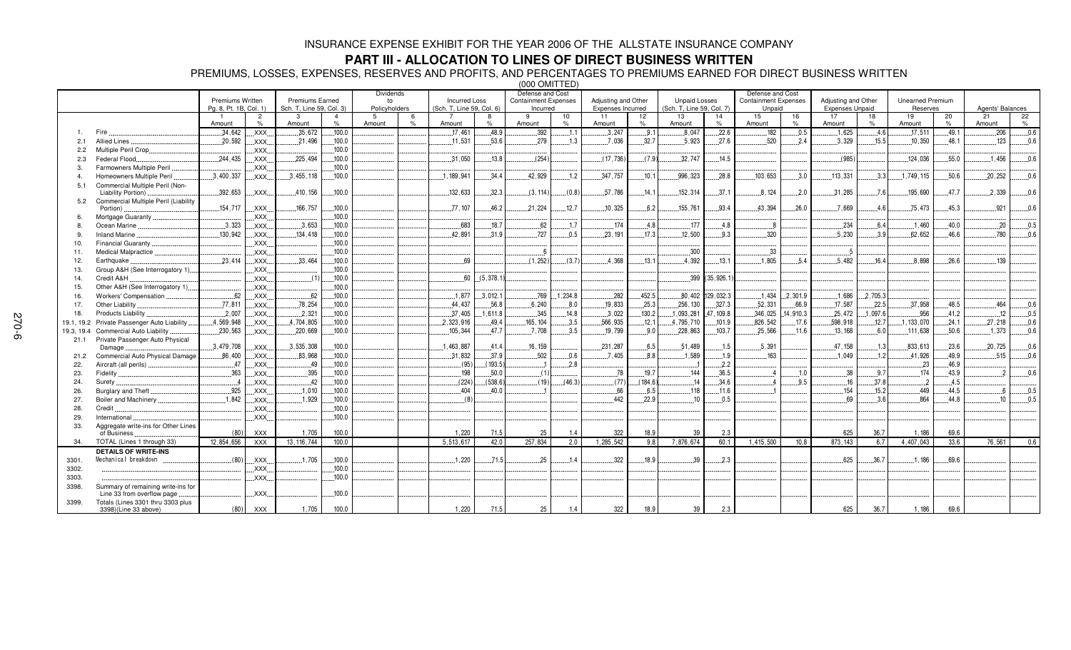# INSURANCE EXPENSE EXHIBIT FOR THE YEAR 2006 OF THE ALLSTATE INSURANCE COMPANY

## PART III - ALLOCATION TO LINES OF DIRECT BUSINESS WRITTEN

PREMIUMS, LOSSES, EXPENSES, RESERVES AND PROFITS, AND PERCENTAGES TO PREMIUMS EARNED FOR DIRECT BUSINESS WRITTEN

(000 OMITTED)

| | | Premiums Written Pg. 8, Pt. 1B, Col. 1) | | Premiums Earned Sch. T, Line 59, Col. 3) | | Dividends to Policyholders | | Incurred Loss (Sch. T, Line 59, Col. 6) | | Defense and Cost Containment Expenses Incurred | | Adjusting and Other Expenses Incurred | | Unpaid Losses (Sch. T, Line 59, Col. 7) | | Defense and Cost Containment Expenses Unpaid | | Adjusting and Other Expenses Unpaid | | Unearned Premium Reserves | | Agents' Balances | |
|---|---|---|---|---|---|---|---|---|---|---|---|---|---|---|---|---|---|---|---|---|---|---|---|
| | | 1 Amount | 2 % | 3 Amount | 4 % | 5 Amount | 6 % | 7 Amount | 8 % | 9 Amount | 10 % | 11 Amount | 12 % | 13 Amount | 14 % | 15 Amount | 16 % | 17 Amount | 18 % | 19 Amount | 20 % | 21 Amount | 22 % |
| 1. | Fire | 34,642 | XXX | 35,672 | 100.0 | | | 17,461 | 48.9 | 392 | 1.1 | 3,247 | 9.1 | 8,047 | 22.6 | 182 | 0.5 | 1,625 | 4.6 | 17,511 | 49.1 | 206 | 0.6 |
| 2.1 | Allied Lines | 20,592 | XXX | 21,496 | 100.0 | | | 11,531 | 53.6 | 279 | 1.3 | 7,036 | 32.7 | 5,923 | 27.6 | 520 | 2.4 | 3,329 | 15.5 | 10,350 | 48.1 | 123 | 0.6 |
| 2.2 | Multiple Peril Crop | | XXX | | 100.0 | | | | | | | | | | | | | | | | | | |
| 2.3 | Federal Flood | 244,435 | XXX | 225,494 | 100.0 | | | 31,050 | 13.8 | (254) | | (17,736) | (7.9) | 32,747 | 14.5 | | | (985) | | 124,036 | 55.0 | 1,456 | 0.6 |
| 3. | Farmowners Multiple Peril | | XXX | | 100.0 | | | | | | | | | | | | | | | | | | |
| 4. | Homeowners Multiple Peril | 3,400,337 | XXX | 3,455,118 | 100.0 | | | 1,189,941 | 34.4 | 42,929 | 1.2 | 347,757 | 10.1 | 996,323 | 28.8 | 103,653 | 3.0 | 113,331 | 3.3 | 1,749,115 | 50.6 | 20,252 | 0.6 |
| 5.1 | Commercial Multiple Peril (Non-Liability Portion) | 392,653 | XXX | 410,156 | 100.0 | | | 132,633 | 32.3 | (3,114) | (0.8) | 57,786 | 14.1 | 152,314 | 37.1 | 8,124 | 2.0 | 31,285 | 7.6 | 195,690 | 47.7 | 2,339 | 0.6 |
| 5.2 | Commercial Multiple Peril (Liability Portion) | 154,717 | XXX | 166,757 | 100.0 | | | 77,107 | 46.2 | 21,224 | 12.7 | 10,325 | 6.2 | 155,761 | 93.4 | 43,394 | 26.0 | 7,669 | 4.6 | 75,473 | 45.3 | 921 | 0.6 |
| 6. | Mortgage Guaranty | | XXX | | 100.0 | | | | | | | | | | | | | | | | | | |
| 8. | Ocean Marine | 3,323 | XXX | 3,653 | 100.0 | | | 683 | 18.7 | 62 | 1.7 | 174 | 4.8 | 177 | 4.8 | 8 | | 234 | 6.4 | 1,460 | 40.0 | 20 | 0.5 |
| 9. | Inland Marine | 130,942 | XXX | 134,418 | 100.0 | | | 42,891 | 31.9 | 727 | 0.5 | 23,191 | 17.3 | 12,500 | 9.3 | 320 | | 5,230 | 3.9 | 62,652 | 46.6 | 780 | 0.6 |
| 10. | Financial Guaranty | | XXX | | 100.0 | | | | | | | | | | | | | | | | | | |
| 11. | Medical Malpractice | | XXX | | 100.0 | | | | | 6 | | | | 300 | | 33 | | 5 | | | | | |
| 12. | Earthquake | 23,414 | XXX | 33,464 | 100.0 | | | 69 | | (1,252) | (3.7) | 4,368 | 13.1 | 4,392 | 13.1 | 1,805 | 5.4 | 5,482 | 16.4 | 8,898 | 26.6 | 139 | |
| 13. | Group A&H (See Interrogatory 1) | | XXX | | 100.0 | | | | | | | | | | | | | | | | | | |
| 14. | Credit A&H | | XXX | (1) | 100.0 | | | 60 | (5,378.1) | | | | | 399 | (35,926.1) | | | | | | | | |
| 15. | Other A&H (See Interrogatory 1) | | XXX | | 100.0 | | | | | | | | | | | | | | | | | | |
| 16. | Workers' Compensation | 62 | XXX | 62 | 100.0 | | | 1,877 | 3,012.1 | 769 | 1,234.8 | 282 | 452.5 | 80,402 | 129,032.3 | 1,434 | 2,301.9 | 1,686 | 2,705.3 | | | | |
| 17. | Other Liability | 77,811 | XXX | 78,254 | 100.0 | | | 44,437 | 56.8 | 6,240 | 8.0 | 19,833 | 25.3 | 256,130 | 327.3 | 52,331 | 66.9 | 17,587 | 22.5 | 37,958 | 48.5 | 464 | 0.6 |
| 18. | Products Liability | 2,007 | XXX | 2,321 | 100.0 | | | 37,405 | 1,611.8 | 345 | 14.8 | 3,022 | 130.2 | 1,093,281 | 47,109.8 | 346,025 | 14,910.3 | 25,472 | 1,097.6 | 956 | 41.2 | 12 | 0.5 |
| 19.1, 19.2 | Private Passenger Auto Liability | 4,569,948 | XXX | 4,704,805 | 100.0 | | | 2,323,916 | 49.4 | 165,104 | 3.5 | 566,935 | 12.1 | 4,795,710 | 101.9 | 826,542 | 17.6 | 598,918 | 12.7 | 1,133,070 | 24.1 | 27,218 | 0.6 |
| 19.3, 19.4 | Commercial Auto Liability | 230,563 | XXX | 220,669 | 100.0 | | | 105,344 | 47.7 | 7,708 | 3.5 | 19,799 | 9.0 | 228,863 | 103.7 | 25,566 | 11.6 | 13,168 | 6.0 | 111,638 | 50.6 | 1,373 | 0.6 |
| 21.1 | Private Passenger Auto Physical Damage | 3,479,708 | XXX | 3,535,308 | 100.0 | | | 1,463,887 | 41.4 | 16,159 | | 231,287 | 6.5 | 51,489 | 1.5 | 5,391 | | 47,158 | 1.3 | 833,613 | 23.6 | 20,725 | 0.6 |
| 21.2 | Commercial Auto Physical Damage | 86,400 | XXX | 83,968 | 100.0 | | | 31,832 | 37.9 | 502 | 0.6 | 7,405 | 8.8 | 1,589 | 1.9 | 163 | | 1,049 | 1.2 | 41,926 | 49.9 | 515 | 0.6 |
| 22. | Aircraft (all perils) | 47 | XXX | 49 | 100.0 | | | (95) | (193.5) | 1 | 2.8 | | | 1 | 2.2 | | | | | 23 | 46.9 | | |
| 23. | Fidelity | 363 | XXX | 395 | 100.0 | | | 198 | 50.0 | (1) | | 78 | 19.7 | 144 | 36.5 | 4 | 1.0 | 38 | 9.7 | 174 | 43.9 | 2 | 0.6 |
| 24. | Surety | 4 | XXX | 42 | 100.0 | | | (224) | (538.6) | (19) | (46.3) | (77) | (184.6) | 14 | 34.6 | 4 | 9.5 | 16 | 37.8 | 2 | 4.5 | | |
| 26. | Burglary and Theft | 925 | XXX | 1,010 | 100.0 | | | 404 | 40.0 | 1 | | 66 | 6.5 | 118 | 11.6 | 1 | | 154 | 15.2 | 449 | 44.5 | 6 | 0.5 |
| 27. | Boiler and Machinery | 1,842 | XXX | 1,929 | 100.0 | | | (8) | | | | 442 | 22.9 | 10 | 0.5 | | | 69 | 3.6 | 864 | 44.8 | 10 | 0.5 |
| 28. | Credit | | XXX | | 100.0 | | | | | | | | | | | | | | | | | | |
| 29. | International | | XXX | | 100.0 | | | | | | | | | | | | | | | | | | |
| 33. | Aggregate write-ins for Other Lines of Business | (80) | XXX | 1,705 | 100.0 | | | 1,220 | 71.5 | 25 | 1.4 | 322 | 18.9 | 39 | 2.3 | | | 625 | 36.7 | 1,186 | 69.6 | | |
| 34. | TOTAL (Lines 1 through 33) | 12,854,656 | XXX | 13,116,744 | 100.0 | | | 5,513,617 | 42.0 | 257,834 | 2.0 | 1,285,542 | 9.8 | 7,876,674 | 60.1 | 1,415,500 | 10.8 | 873,143 | 6.7 | 4,407,043 | 33.6 | 76,561 | 0.6 |
| | **DETAILS OF WRITE-INS** | | | | | | | | | | | | | | | | | | | | | | |
| 3301. | Mechanical breakdown | (80) | XXX | 1,705 | 100.0 | | | 1,220 | 71.5 | 25 | 1.4 | 322 | 18.9 | 39 | 2.3 | | | 625 | 36.7 | 1,186 | 69.6 | | |
| 3302. | | | XXX | | 100.0 | | | | | | | | | | | | | | | | | | |
| 3303. | | | XXX | | 100.0 | | | | | | | | | | | | | | | | | | |
| 3398. | Summary of remaining write-ins for Line 33 from overflow page | | XXX | | 100.0 | | | | | | | | | | | | | | | | | | |
| 3399. | Totals (Lines 3301 thru 3303 plus 3398)(Line 33 above) | (80) | XXX | 1,705 | 100.0 | | | 1,220 | 71.5 | 25 | 1.4 | 322 | 18.9 | 39 | 2.3 | | | 625 | 36.7 | 1,186 | 69.6 | | |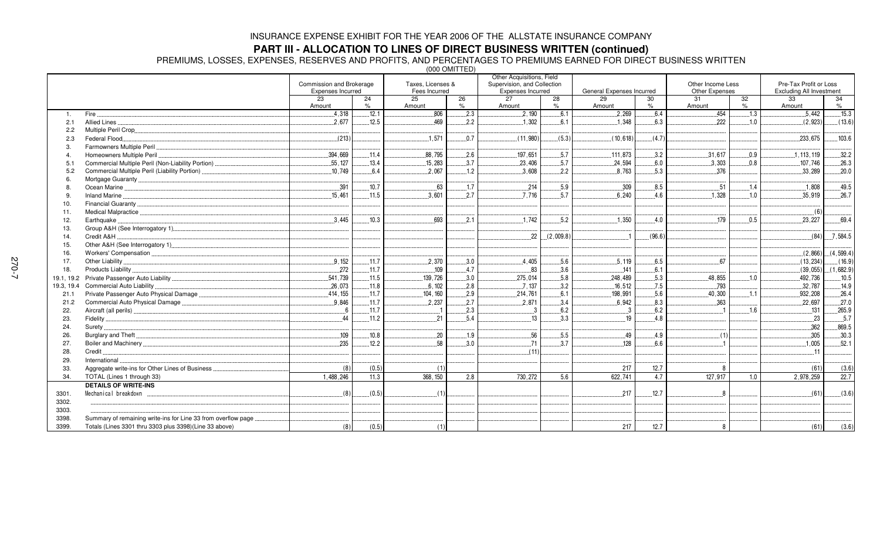INSURANCE EXPENSE EXHIBIT FOR THE YEAR 2006 OF THE ALLSTATE INSURANCE COMPANY

# PART III - ALLOCATION TO LINES OF DIRECT BUSINESS WRITTEN (continued)

PREMIUMS, LOSSES, EXPENSES, RESERVES AND PROFITS, AND PERCENTAGES TO PREMIUMS EARNED FOR DIRECT BUSINESS WRITTEN

(000 OMITTED)

| | | Commission and Brokerage Expenses Incurred | | Taxes, Licenses & Fees Incurred | | Other Acquisitions, Field Supervision, and Collection Expenses Incurred | | General Expenses Incurred | | Other Income Less Other Expenses | | Pre-Tax Profit or Loss Excluding All Investment | |
|---|---|---|---|---|---|---|---|---|---|---|---|---|---|
| | | 23 Amount | 24 % | 25 Amount | 26 % | 27 Amount | 28 % | 29 Amount | 30 % | 31 Amount | 32 % | 33 Amount | 34 % |
| 1. | Fire | 4,318 | 12.1 | 806 | 2.3 | 2,190 | 6.1 | 2,269 | 6.4 | 454 | 1.3 | 5,442 | 15.3 |
| 2.1 | Allied Lines | 2,677 | 12.5 | 469 | 2.2 | 1,302 | 6.1 | 1,348 | 6.3 | 222 | 1.0 | (2,923) | (13.6) |
| 2.2 | Multiple Peril Crop | | | | | | | | | | | | |
| 2.3 | Federal Flood | (213) | | 1,571 | 0.7 | (11,980) | (5.3) | (10,618) | (4.7) | | | 233,675 | 103.6 |
| 3. | Farmowners Multiple Peril | | | | | | | | | | | | |
| 4. | Homeowners Multiple Peril | 394,669 | 11.4 | 88,795 | 2.6 | 197,651 | 5.7 | 111,873 | 3.2 | 31,617 | 0.9 | 1,113,119 | 32.2 |
| 5.1 | Commercial Multiple Peril (Non-Liability Portion) | 55,127 | 13.4 | 15,283 | 3.7 | 23,406 | 5.7 | 24,594 | 6.0 | 3,303 | 0.8 | 107,746 | 26.3 |
| 5.2 | Commercial Multiple Peril (Liability Portion) | 10,749 | 6.4 | 2,067 | 1.2 | 3,608 | 2.2 | 8,763 | 5.3 | 376 | | 33,289 | 20.0 |
| 6. | Mortgage Guaranty | | | | | | | | | | | | |
| 8. | Ocean Marine | 391 | 10.7 | 63 | 1.7 | 214 | 5.9 | 309 | 8.5 | 51 | 1.4 | 1,808 | 49.5 |
| 9. | Inland Marine | 15,461 | 11.5 | 3,601 | 2.7 | 7,716 | 5.7 | 6,240 | 4.6 | 1,328 | 1.0 | 35,919 | 26.7 |
| 10. | Financial Guaranty | | | | | | | | | | | | |
| 11. | Medical Malpractice | | | | | | | | | | | (6) | |
| 12. | Earthquake | 3,445 | 10.3 | 693 | 2.1 | 1,742 | 5.2 | 1,350 | 4.0 | 179 | 0.5 | 23,227 | 69.4 |
| 13. | Group A&H (See Interrogatory 1) | | | | | | | | | | | | |
| 14. | Credit A&H | | | | | 22 | (2,009.8) | 1 | (96.6) | | | (84) | 7,584.5 |
| 15. | Other A&H (See Interrogatory 1) | | | | | | | | | | | | |
| 16. | Workers' Compensation | | | | | | | | | | | (2,866) | (4,599.4) |
| 17. | Other Liability | 9,152 | 11.7 | 2,370 | 3.0 | 4,405 | 5.6 | 5,119 | 6.5 | 67 | | (13,234) | (16.9) |
| 18. | Products Liability | 272 | 11.7 | 109 | 4.7 | 83 | 3.6 | 141 | 6.1 | | | (39,055) | (1,682.9) |
| 19.1, 19.2 | Private Passenger Auto Liability | 541,739 | 11.5 | 139,726 | 3.0 | 275,014 | 5.8 | 248,489 | 5.3 | 48,855 | 1.0 | 492,736 | 10.5 |
| 19.3, 19.4 | Commercial Auto Liability | 26,073 | 11.8 | 6,102 | 2.8 | 7,137 | 3.2 | 16,512 | 7.5 | 793 | | 32,787 | 14.9 |
| 21.1 | Private Passenger Auto Physical Damage | 414,155 | 11.7 | 104,160 | 2.9 | 214,761 | 6.1 | 198,991 | 5.6 | 40,300 | 1.1 | 932,208 | 26.4 |
| 21.2 | Commercial Auto Physical Damage | 9,846 | 11.7 | 2,237 | 2.7 | 2,871 | 3.4 | 6,942 | 8.3 | 363 | | 22,697 | 27.0 |
| 22. | Aircraft (all perils) | 6 | 11.7 | 1 | 2.3 | 3 | 6.2 | 3 | 6.2 | 1 | 1.6 | 131 | 265.9 |
| 23. | Fidelity | 44 | 11.2 | 21 | 5.4 | 13 | 3.3 | 19 | 4.8 | | | 23 | 5.7 |
| 24. | Surety | | | | | | | | | | | 362 | 869.5 |
| 26. | Burglary and Theft | 109 | 10.8 | 20 | 1.9 | 56 | 5.5 | 49 | 4.9 | (1) | | 305 | 30.3 |
| 27. | Boiler and Machinery | 235 | 12.2 | 58 | 3.0 | 71 | 3.7 | 128 | 6.6 | 1 | | 1,005 | 52.1 |
| 28. | Credit | | | | | (11) | | | | | | 11 | |
| 29. | International | | | | | | | | | | | | |
| 33. | Aggregate write-ins for Other Lines of Business | (8) | (0.5) | (1) | | | | 217 | 12.7 | 8 | | (61) | (3.6) |
| 34. | TOTAL (Lines 1 through 33) | 1,488,246 | 11.3 | 368,150 | 2.8 | 730,272 | 5.6 | 622,741 | 4.7 | 127,917 | 1.0 | 2,978,259 | 22.7 |
| | **DETAILS OF WRITE-INS** | | | | | | | | | | | | |
| 3301. | Mechanical breakdown | (8) | (0.5) | (1) | | | | 217 | 12.7 | 8 | | (61) | (3.6) |
| 3302. | | | | | | | | | | | | | |
| 3303. | | | | | | | | | | | | | |
| 3398. | Summary of remaining write-ins for Line 33 from overflow page | | | | | | | | | | | | |
| 3399. | Totals (Lines 3301 thru 3303 plus 3398)(Line 33 above) | (8) | (0.5) | (1) | | | | 217 | 12.7 | 8 | | (61) | (3.6) |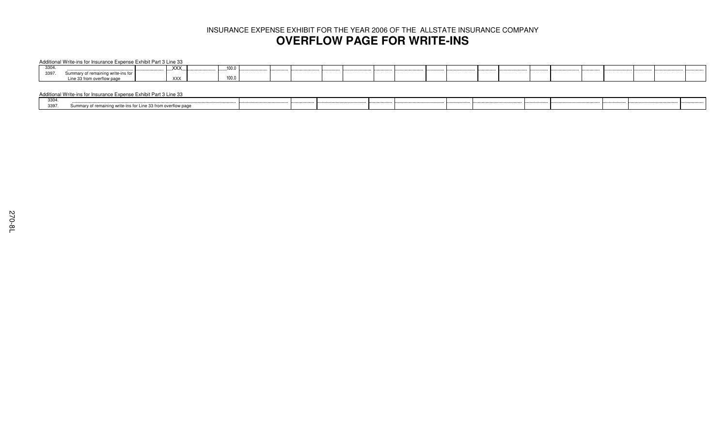# INSURANCE EXPENSE EXHIBIT FOR THE YEAR 2006 OF THE ALLSTATE INSURANCE COMPANY

## OVERFLOW PAGE FOR WRITE-INS

Additional Write-ins for Insurance Expense Exhibit Part 3 Line 33

| | | | | | | | | | | | | | | | | | | | | | | | | | |
|---|---|---|---|---|---|---|---|---|---|---|---|---|---|---|---|---|---|---|---|---|---|---|---|---|---|
| 3304. | | | XXX | | 100.0 | | | | | | | | | | | | | | | | | | | | |
| 3397. | Summary of remaining write-ins for Line 33 from overflow page | | XXX | | 100.0 | | | | | | | | | | | | | | | | | | | | |

Additional Write-ins for Insurance Expense Exhibit Part 3 Line 33

| | | | | | | | | | | | | | | | | | | |
|---|---|---|---|---|---|---|---|---|---|---|---|---|---|---|---|---|---|---|
| 3304. | | | | | | | | | | | | | | | | | | |
| 3397. | Summary of remaining write-ins for Line 33 from overflow page | | | | | | | | | | | | | | | | | |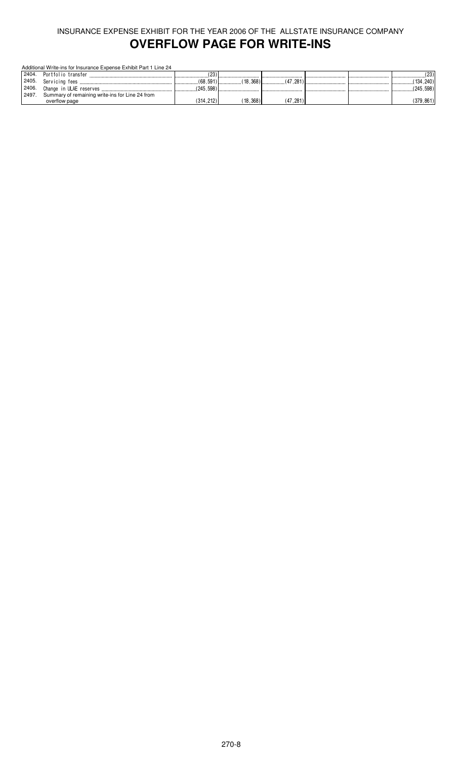# INSURANCE EXPENSE EXHIBIT FOR THE YEAR 2006 OF THE ALLSTATE INSURANCE COMPANY

## OVERFLOW PAGE FOR WRITE-INS

Additional Write-ins for Insurance Expense Exhibit Part 1 Line 24

| | | | | | | | |
|---|---|---|---|---|---|---|---|
| 2404. | Portfolio transfer | (23) | | | | | (23) |
| 2405. | Servicing fees | (68,591) | (18,368) | (47,281) | | | (134,240) |
| 2406. | Change in ULAE reserves | (245,598) | | | | | (245,598) |
| 2497. | Summary of remaining write-ins for Line 24 from overflow page | (314,212) | (18,368) | (47,281) | | | (379,861) |